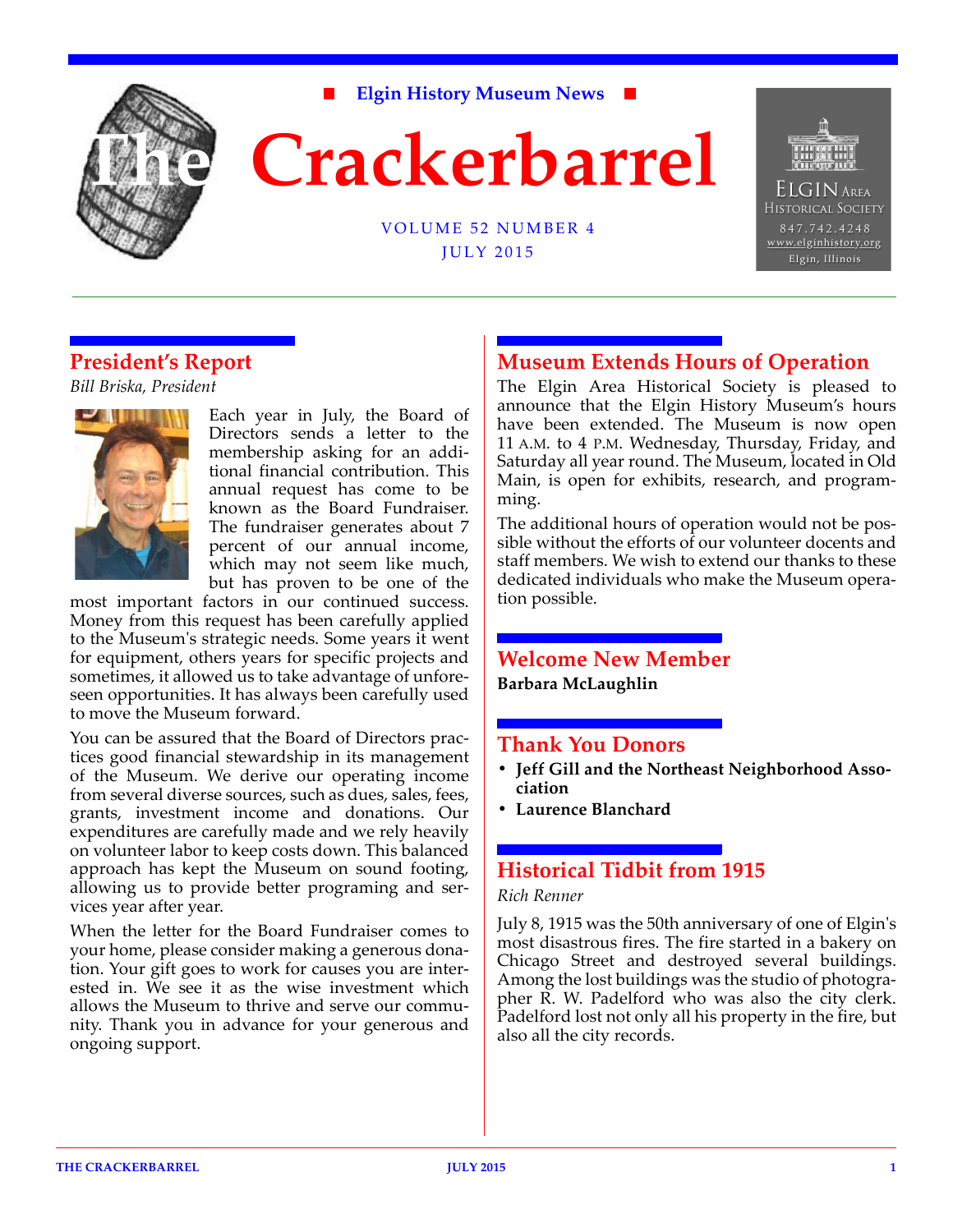■ **Elgin History Museum News** ■

# The Crackerbarrel

VOLUME 52 NUMBER 4
JULY 2015

ELGIN AREA HISTORICAL SOCIETY
847.742.4248
www.elginhistory.org
Elgin, Illinois

## President's Report

*Bill Briska, President*

Each year in July, the Board of Directors sends a letter to the membership asking for an additional financial contribution. This annual request has come to be known as the Board Fundraiser. The fundraiser generates about 7 percent of our annual income, which may not seem like much, but has proven to be one of the most important factors in our continued success. Money from this request has been carefully applied to the Museum's strategic needs. Some years it went for equipment, others years for specific projects and sometimes, it allowed us to take advantage of unforeseen opportunities. It has always been carefully used to move the Museum forward.

You can be assured that the Board of Directors practices good financial stewardship in its management of the Museum. We derive our operating income from several diverse sources, such as dues, sales, fees, grants, investment income and donations. Our expenditures are carefully made and we rely heavily on volunteer labor to keep costs down. This balanced approach has kept the Museum on sound footing, allowing us to provide better programing and services year after year.

When the letter for the Board Fundraiser comes to your home, please consider making a generous donation. Your gift goes to work for causes you are interested in. We see it as the wise investment which allows the Museum to thrive and serve our community. Thank you in advance for your generous and ongoing support.

## Museum Extends Hours of Operation

The Elgin Area Historical Society is pleased to announce that the Elgin History Museum's hours have been extended. The Museum is now open 11 A.M. to 4 P.M. Wednesday, Thursday, Friday, and Saturday all year round. The Museum, located in Old Main, is open for exhibits, research, and programming.

The additional hours of operation would not be possible without the efforts of our volunteer docents and staff members. We wish to extend our thanks to these dedicated individuals who make the Museum operation possible.

## Welcome New Member

**Barbara McLaughlin**

## Thank You Donors

- **Jeff Gill and the Northeast Neighborhood Association**
- **Laurence Blanchard**

## Historical Tidbit from 1915

*Rich Renner*

July 8, 1915 was the 50th anniversary of one of Elgin's most disastrous fires. The fire started in a bakery on Chicago Street and destroyed several buildings. Among the lost buildings was the studio of photographer R. W. Padelford who was also the city clerk. Padelford lost not only all his property in the fire, but also all the city records.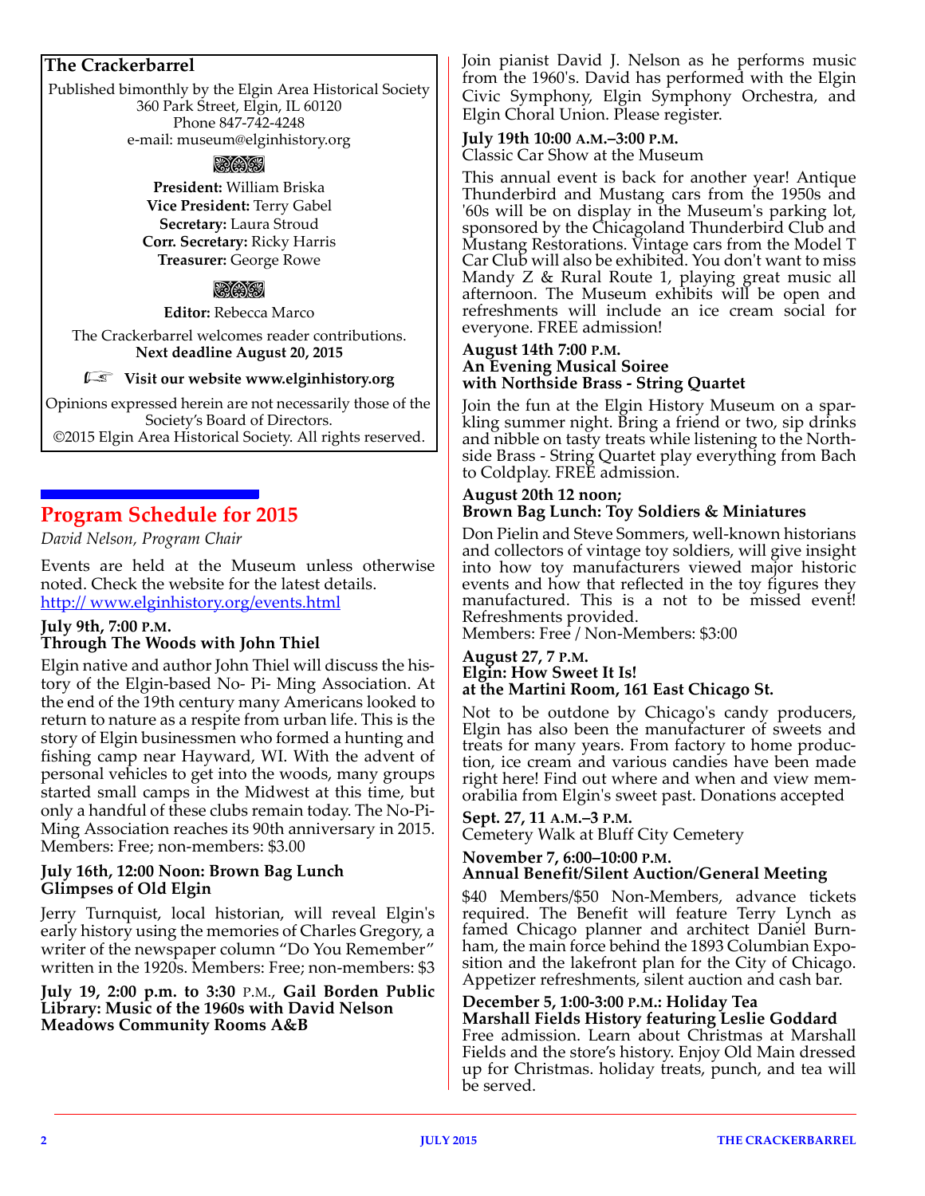## The Crackerbarrel

Published bimonthly by the Elgin Area Historical Society
360 Park Street, Elgin, IL 60120
Phone 847-742-4248
e-mail: museum@elginhistory.org

**President:** William Briska
**Vice President:** Terry Gabel
**Secretary:** Laura Stroud
**Corr. Secretary:** Ricky Harris
**Treasurer:** George Rowe

**Editor:** Rebecca Marco

The Crackerbarrel welcomes reader contributions.
**Next deadline August 20, 2015**

☞ **Visit our website www.elginhistory.org**

Opinions expressed herein are not necessarily those of the Society's Board of Directors.
©2015 Elgin Area Historical Society. All rights reserved.

# Program Schedule for 2015

*David Nelson, Program Chair*

Events are held at the Museum unless otherwise noted. Check the website for the latest details.
http:// www.elginhistory.org/events.html

**July 9th, 7:00 P.M.**
**Through The Woods with John Thiel**

Elgin native and author John Thiel will discuss the history of the Elgin-based No- Pi- Ming Association. At the end of the 19th century many Americans looked to return to nature as a respite from urban life. This is the story of Elgin businessmen who formed a hunting and fishing camp near Hayward, WI. With the advent of personal vehicles to get into the woods, many groups started small camps in the Midwest at this time, but only a handful of these clubs remain today. The No-Pi-Ming Association reaches its 90th anniversary in 2015. Members: Free; non-members: $3.00

**July 16th, 12:00 Noon: Brown Bag Lunch**
**Glimpses of Old Elgin**

Jerry Turnquist, local historian, will reveal Elgin's early history using the memories of Charles Gregory, a writer of the newspaper column "Do You Remember" written in the 1920s. Members: Free; non-members: $3

**July 19, 2:00 p.m. to 3:30 P.M., Gail Borden Public Library: Music of the 1960s with David Nelson Meadows Community Rooms A&B**

Join pianist David J. Nelson as he performs music from the 1960's. David has performed with the Elgin Civic Symphony, Elgin Symphony Orchestra, and Elgin Choral Union. Please register.

**July 19th 10:00 A.M.–3:00 P.M.**
Classic Car Show at the Museum

This annual event is back for another year! Antique Thunderbird and Mustang cars from the 1950s and '60s will be on display in the Museum's parking lot, sponsored by the Chicagoland Thunderbird Club and Mustang Restorations. Vintage cars from the Model T Car Club will also be exhibited. You don't want to miss Mandy Z & Rural Route 1, playing great music all afternoon. The Museum exhibits will be open and refreshments will include an ice cream social for everyone. FREE admission!

**August 14th 7:00 P.M.**
**An Evening Musical Soiree**
**with Northside Brass - String Quartet**

Join the fun at the Elgin History Museum on a sparkling summer night. Bring a friend or two, sip drinks and nibble on tasty treats while listening to the Northside Brass - String Quartet play everything from Bach to Coldplay. FREE admission.

**August 20th 12 noon;**
**Brown Bag Lunch: Toy Soldiers & Miniatures**

Don Pielin and Steve Sommers, well-known historians and collectors of vintage toy soldiers, will give insight into how toy manufacturers viewed major historic events and how that reflected in the toy figures they manufactured. This is a not to be missed event! Refreshments provided.
Members: Free / Non-Members: $3:00

**August 27, 7 P.M.**
**Elgin: How Sweet It Is!**
**at the Martini Room, 161 East Chicago St.**

Not to be outdone by Chicago's candy producers, Elgin has also been the manufacturer of sweets and treats for many years. From factory to home production, ice cream and various candies have been made right here! Find out where and when and view memorabilia from Elgin's sweet past. Donations accepted

**Sept. 27, 11 A.M.–3 P.M.**
Cemetery Walk at Bluff City Cemetery

**November 7, 6:00–10:00 P.M.**
**Annual Benefit/Silent Auction/General Meeting**

$40 Members/$50 Non-Members, advance tickets required. The Benefit will feature Terry Lynch as famed Chicago planner and architect Daniel Burnham, the main force behind the 1893 Columbian Exposition and the lakefront plan for the City of Chicago. Appetizer refreshments, silent auction and cash bar.

**December 5, 1:00-3:00 P.M.: Holiday Tea**
**Marshall Fields History featuring Leslie Goddard**
Free admission. Learn about Christmas at Marshall Fields and the store's history. Enjoy Old Main dressed up for Christmas. holiday treats, punch, and tea will be served.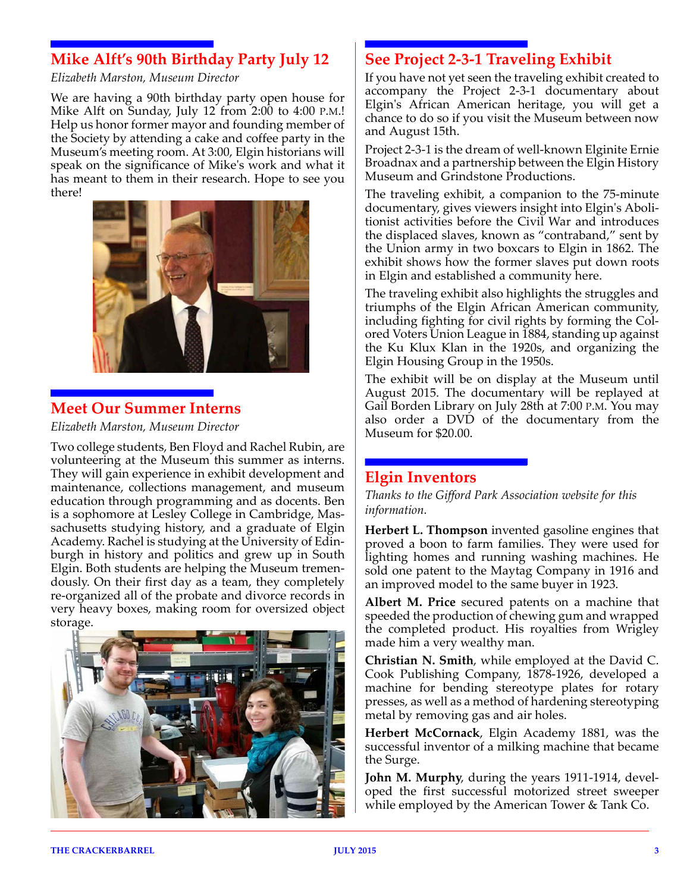## Mike Alft's 90th Birthday Party July 12

*Elizabeth Marston, Museum Director*

We are having a 90th birthday party open house for Mike Alft on Sunday, July 12 from 2:00 to 4:00 P.M.! Help us honor former mayor and founding member of the Society by attending a cake and coffee party in the Museum's meeting room. At 3:00, Elgin historians will speak on the significance of Mike's work and what it has meant to them in their research. Hope to see you there!

## Meet Our Summer Interns

*Elizabeth Marston, Museum Director*

Two college students, Ben Floyd and Rachel Rubin, are volunteering at the Museum this summer as interns. They will gain experience in exhibit development and maintenance, collections management, and museum education through programming and as docents. Ben is a sophomore at Lesley College in Cambridge, Massachusetts studying history, and a graduate of Elgin Academy. Rachel is studying at the University of Edinburgh in history and politics and grew up in South Elgin. Both students are helping the Museum tremendously. On their first day as a team, they completely re-organized all of the probate and divorce records in very heavy boxes, making room for oversized object storage.

## See Project 2-3-1 Traveling Exhibit

If you have not yet seen the traveling exhibit created to accompany the Project 2-3-1 documentary about Elgin's African American heritage, you will get a chance to do so if you visit the Museum between now and August 15th.

Project 2-3-1 is the dream of well-known Elginite Ernie Broadnax and a partnership between the Elgin History Museum and Grindstone Productions.

The traveling exhibit, a companion to the 75-minute documentary, gives viewers insight into Elgin's Abolitionist activities before the Civil War and introduces the displaced slaves, known as "contraband," sent by the Union army in two boxcars to Elgin in 1862. The exhibit shows how the former slaves put down roots in Elgin and established a community here.

The traveling exhibit also highlights the struggles and triumphs of the Elgin African American community, including fighting for civil rights by forming the Colored Voters Union League in 1884, standing up against the Ku Klux Klan in the 1920s, and organizing the Elgin Housing Group in the 1950s.

The exhibit will be on display at the Museum until August 2015. The documentary will be replayed at Gail Borden Library on July 28th at 7:00 P.M. You may also order a DVD of the documentary from the Museum for $20.00.

## Elgin Inventors

*Thanks to the Gifford Park Association website for this information.*

**Herbert L. Thompson** invented gasoline engines that proved a boon to farm families. They were used for lighting homes and running washing machines. He sold one patent to the Maytag Company in 1916 and an improved model to the same buyer in 1923.

**Albert M. Price** secured patents on a machine that speeded the production of chewing gum and wrapped the completed product. His royalties from Wrigley made him a very wealthy man.

**Christian N. Smith**, while employed at the David C. Cook Publishing Company, 1878-1926, developed a machine for bending stereotype plates for rotary presses, as well as a method of hardening stereotyping metal by removing gas and air holes.

**Herbert McCornack**, Elgin Academy 1881, was the successful inventor of a milking machine that became the Surge.

**John M. Murphy**, during the years 1911-1914, developed the first successful motorized street sweeper while employed by the American Tower & Tank Co.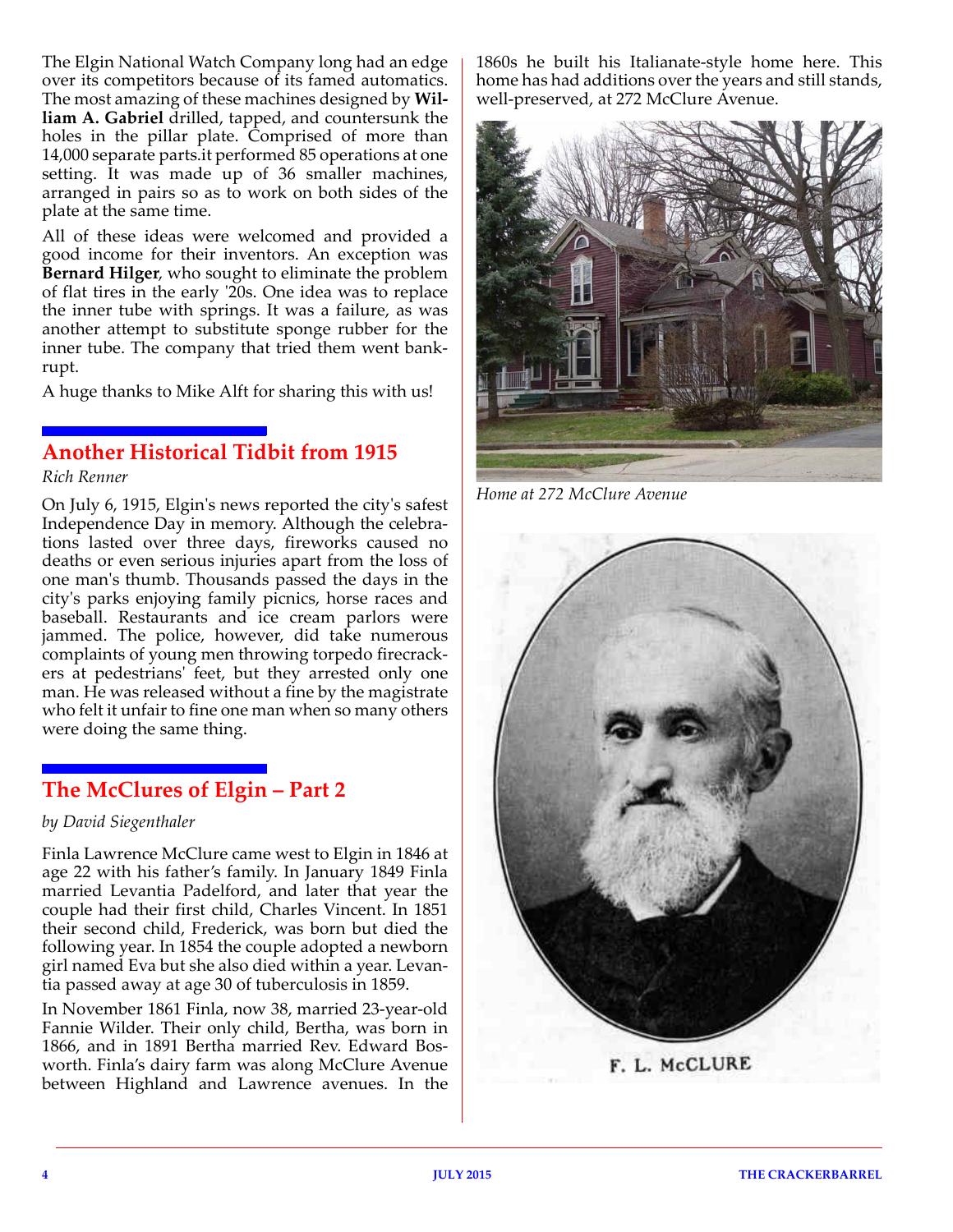The Elgin National Watch Company long had an edge over its competitors because of its famed automatics. The most amazing of these machines designed by **William A. Gabriel** drilled, tapped, and countersunk the holes in the pillar plate. Comprised of more than 14,000 separate parts.it performed 85 operations at one setting. It was made up of 36 smaller machines, arranged in pairs so as to work on both sides of the plate at the same time.

All of these ideas were welcomed and provided a good income for their inventors. An exception was **Bernard Hilger**, who sought to eliminate the problem of flat tires in the early '20s. One idea was to replace the inner tube with springs. It was a failure, as was another attempt to substitute sponge rubber for the inner tube. The company that tried them went bankrupt.

A huge thanks to Mike Alft for sharing this with us!

## Another Historical Tidbit from 1915

*Rich Renner*

On July 6, 1915, Elgin's news reported the city's safest Independence Day in memory. Although the celebrations lasted over three days, fireworks caused no deaths or even serious injuries apart from the loss of one man's thumb. Thousands passed the days in the city's parks enjoying family picnics, horse races and baseball. Restaurants and ice cream parlors were jammed. The police, however, did take numerous complaints of young men throwing torpedo firecrackers at pedestrians' feet, but they arrested only one man. He was released without a fine by the magistrate who felt it unfair to fine one man when so many others were doing the same thing.

## The McClures of Elgin – Part 2

*by David Siegenthaler*

Finla Lawrence McClure came west to Elgin in 1846 at age 22 with his father's family. In January 1849 Finla married Levantia Padelford, and later that year the couple had their first child, Charles Vincent. In 1851 their second child, Frederick, was born but died the following year. In 1854 the couple adopted a newborn girl named Eva but she also died within a year. Levantia passed away at age 30 of tuberculosis in 1859.

In November 1861 Finla, now 38, married 23-year-old Fannie Wilder. Their only child, Bertha, was born in 1866, and in 1891 Bertha married Rev. Edward Bosworth. Finla's dairy farm was along McClure Avenue between Highland and Lawrence avenues. In the 1860s he built his Italianate-style home here. This home has had additions over the years and still stands, well-preserved, at 272 McClure Avenue.

*Home at 272 McClure Avenue*

F. L. McCLURE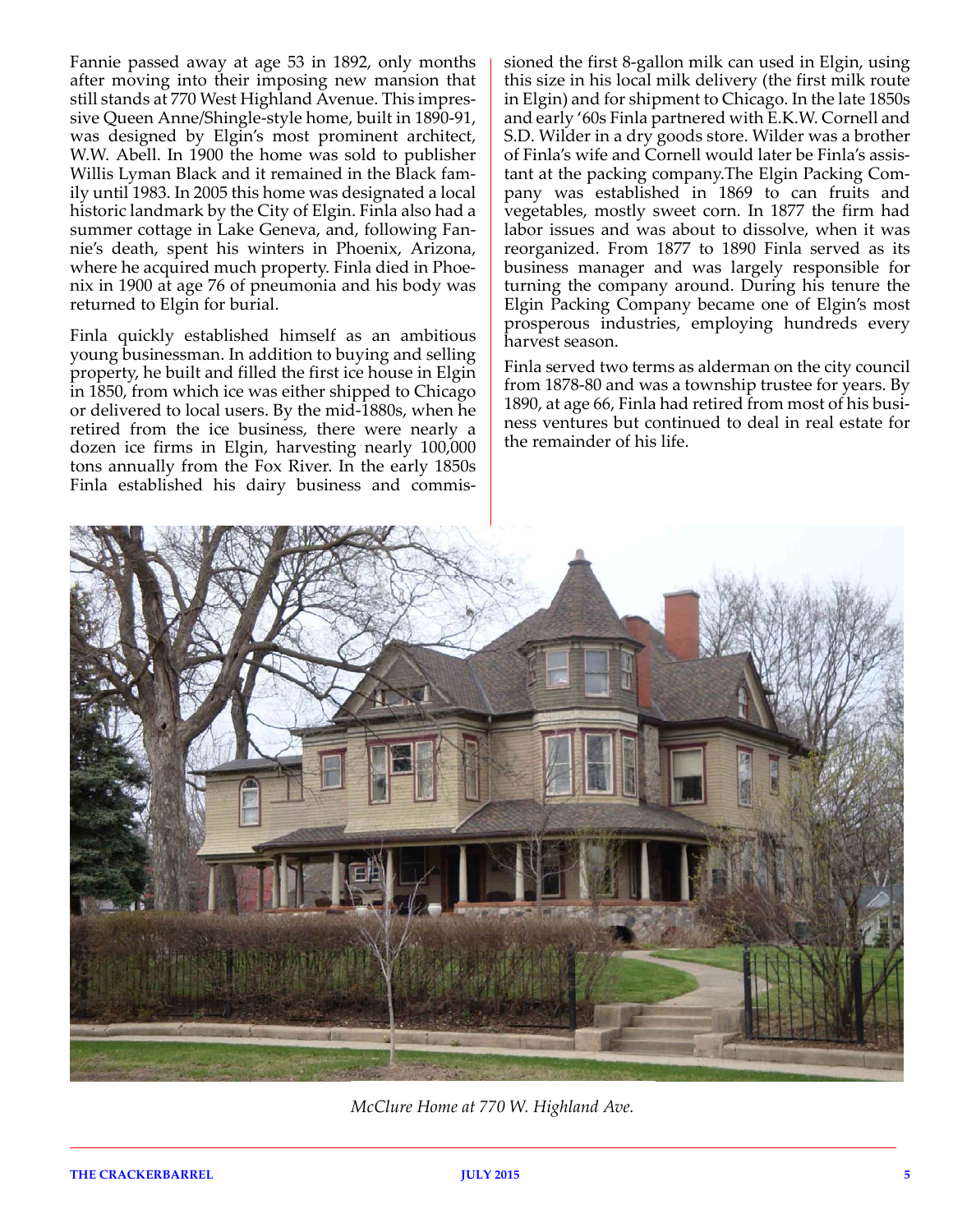Fannie passed away at age 53 in 1892, only months after moving into their imposing new mansion that still stands at 770 West Highland Avenue. This impressive Queen Anne/Shingle-style home, built in 1890-91, was designed by Elgin's most prominent architect, W.W. Abell. In 1900 the home was sold to publisher Willis Lyman Black and it remained in the Black family until 1983. In 2005 this home was designated a local historic landmark by the City of Elgin. Finla also had a summer cottage in Lake Geneva, and, following Fannie's death, spent his winters in Phoenix, Arizona, where he acquired much property. Finla died in Phoenix in 1900 at age 76 of pneumonia and his body was returned to Elgin for burial.

Finla quickly established himself as an ambitious young businessman. In addition to buying and selling property, he built and filled the first ice house in Elgin in 1850, from which ice was either shipped to Chicago or delivered to local users. By the mid-1880s, when he retired from the ice business, there were nearly a dozen ice firms in Elgin, harvesting nearly 100,000 tons annually from the Fox River. In the early 1850s Finla established his dairy business and commissioned the first 8-gallon milk can used in Elgin, using this size in his local milk delivery (the first milk route in Elgin) and for shipment to Chicago. In the late 1850s and early '60s Finla partnered with E.K.W. Cornell and S.D. Wilder in a dry goods store. Wilder was a brother of Finla's wife and Cornell would later be Finla's assistant at the packing company.The Elgin Packing Company was established in 1869 to can fruits and vegetables, mostly sweet corn. In 1877 the firm had labor issues and was about to dissolve, when it was reorganized. From 1877 to 1890 Finla served as its business manager and was largely responsible for turning the company around. During his tenure the Elgin Packing Company became one of Elgin's most prosperous industries, employing hundreds every harvest season.

Finla served two terms as alderman on the city council from 1878-80 and was a township trustee for years. By 1890, at age 66, Finla had retired from most of his business ventures but continued to deal in real estate for the remainder of his life.

*McClure Home at 770 W. Highland Ave.*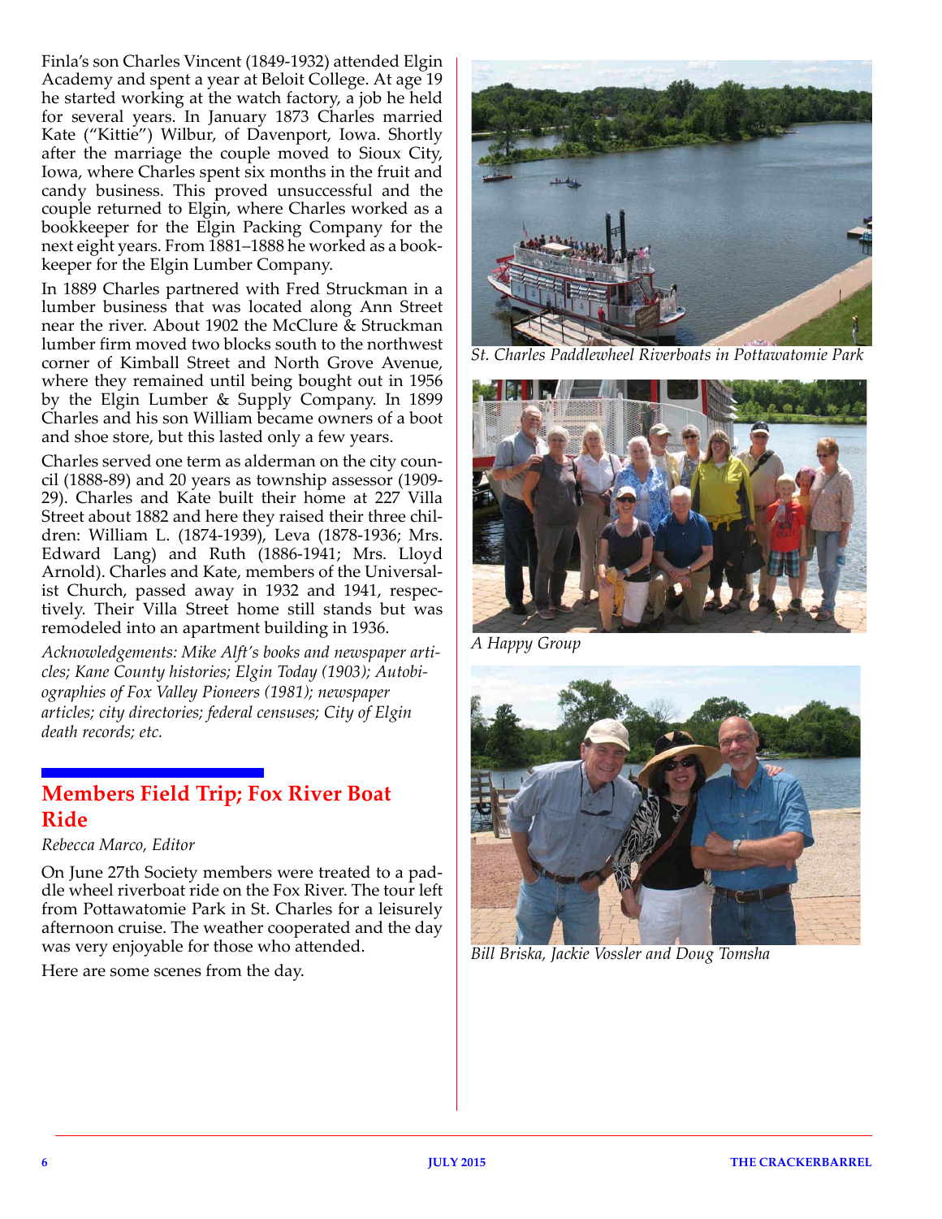Finla's son Charles Vincent (1849-1932) attended Elgin Academy and spent a year at Beloit College. At age 19 he started working at the watch factory, a job he held for several years. In January 1873 Charles married Kate ("Kittie") Wilbur, of Davenport, Iowa. Shortly after the marriage the couple moved to Sioux City, Iowa, where Charles spent six months in the fruit and candy business. This proved unsuccessful and the couple returned to Elgin, where Charles worked as a bookkeeper for the Elgin Packing Company for the next eight years. From 1881–1888 he worked as a bookkeeper for the Elgin Lumber Company.

In 1889 Charles partnered with Fred Struckman in a lumber business that was located along Ann Street near the river. About 1902 the McClure & Struckman lumber firm moved two blocks south to the northwest corner of Kimball Street and North Grove Avenue, where they remained until being bought out in 1956 by the Elgin Lumber & Supply Company. In 1899 Charles and his son William became owners of a boot and shoe store, but this lasted only a few years.

Charles served one term as alderman on the city council (1888-89) and 20 years as township assessor (1909-29). Charles and Kate built their home at 227 Villa Street about 1882 and here they raised their three children: William L. (1874-1939), Leva (1878-1936; Mrs. Edward Lang) and Ruth (1886-1941; Mrs. Lloyd Arnold). Charles and Kate, members of the Universalist Church, passed away in 1932 and 1941, respectively. Their Villa Street home still stands but was remodeled into an apartment building in 1936.

*Acknowledgements: Mike Alft's books and newspaper articles; Kane County histories; Elgin Today (1903); Autobiographies of Fox Valley Pioneers (1981); newspaper articles; city directories; federal censuses; City of Elgin death records; etc.*

## Members Field Trip; Fox River Boat Ride

*Rebecca Marco, Editor*

On June 27th Society members were treated to a paddle wheel riverboat ride on the Fox River. The tour left from Pottawatomie Park in St. Charles for a leisurely afternoon cruise. The weather cooperated and the day was very enjoyable for those who attended.

Here are some scenes from the day.

*St. Charles Paddlewheel Riverboats in Pottawatomie Park*

*A Happy Group*

*Bill Briska, Jackie Vossler and Doug Tomsha*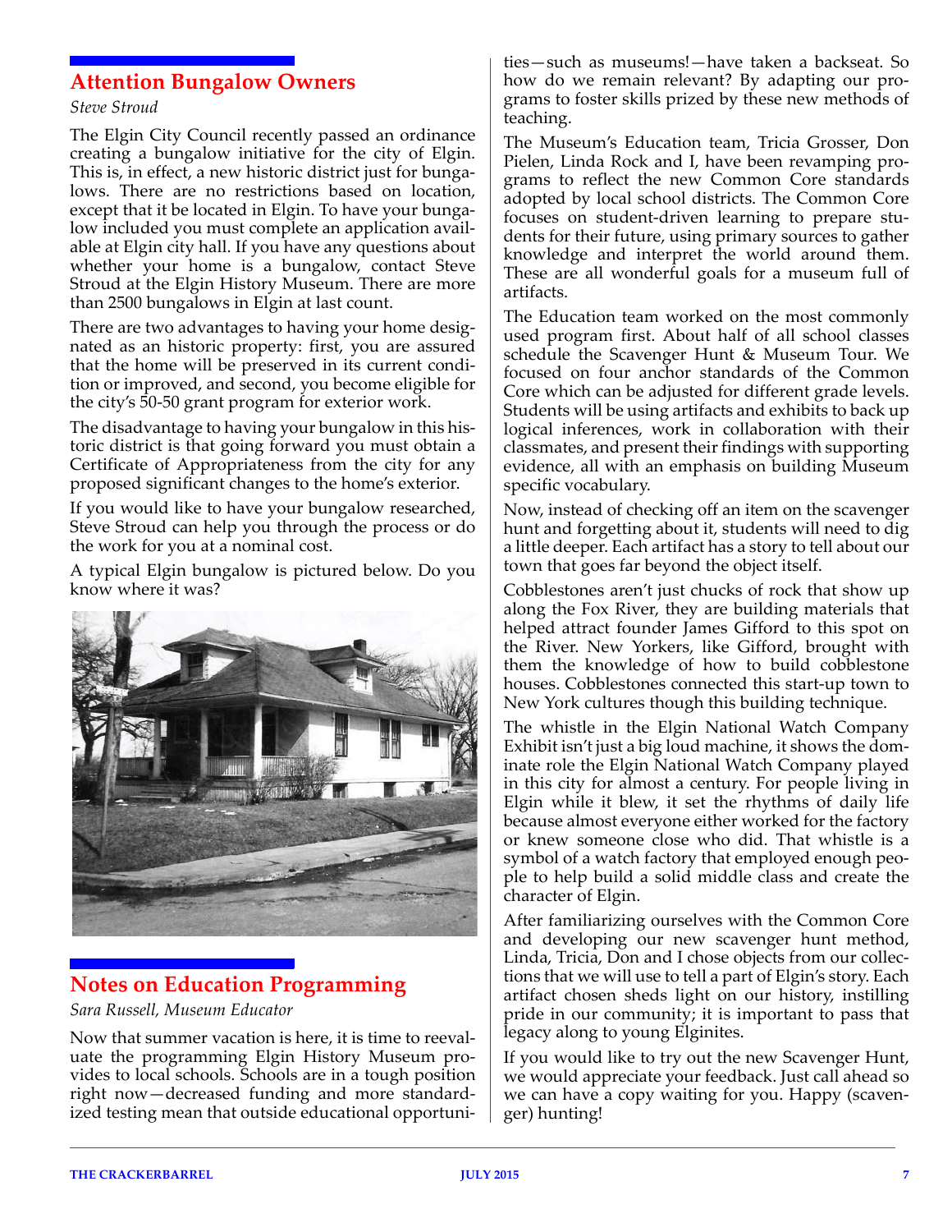## Attention Bungalow Owners

*Steve Stroud*

The Elgin City Council recently passed an ordinance creating a bungalow initiative for the city of Elgin. This is, in effect, a new historic district just for bungalows. There are no restrictions based on location, except that it be located in Elgin. To have your bungalow included you must complete an application available at Elgin city hall. If you have any questions about whether your home is a bungalow, contact Steve Stroud at the Elgin History Museum. There are more than 2500 bungalows in Elgin at last count.

There are two advantages to having your home designated as an historic property: first, you are assured that the home will be preserved in its current condition or improved, and second, you become eligible for the city's 50-50 grant program for exterior work.

The disadvantage to having your bungalow in this historic district is that going forward you must obtain a Certificate of Appropriateness from the city for any proposed significant changes to the home's exterior.

If you would like to have your bungalow researched, Steve Stroud can help you through the process or do the work for you at a nominal cost.

A typical Elgin bungalow is pictured below. Do you know where it was?

## Notes on Education Programming

*Sara Russell, Museum Educator*

Now that summer vacation is here, it is time to reevaluate the programming Elgin History Museum provides to local schools. Schools are in a tough position right now—decreased funding and more standardized testing mean that outside educational opportunities—such as museums!—have taken a backseat. So how do we remain relevant? By adapting our programs to foster skills prized by these new methods of teaching.

The Museum's Education team, Tricia Grosser, Don Pielen, Linda Rock and I, have been revamping programs to reflect the new Common Core standards adopted by local school districts. The Common Core focuses on student-driven learning to prepare students for their future, using primary sources to gather knowledge and interpret the world around them. These are all wonderful goals for a museum full of artifacts.

The Education team worked on the most commonly used program first. About half of all school classes schedule the Scavenger Hunt & Museum Tour. We focused on four anchor standards of the Common Core which can be adjusted for different grade levels. Students will be using artifacts and exhibits to back up logical inferences, work in collaboration with their classmates, and present their findings with supporting evidence, all with an emphasis on building Museum specific vocabulary.

Now, instead of checking off an item on the scavenger hunt and forgetting about it, students will need to dig a little deeper. Each artifact has a story to tell about our town that goes far beyond the object itself.

Cobblestones aren't just chucks of rock that show up along the Fox River, they are building materials that helped attract founder James Gifford to this spot on the River. New Yorkers, like Gifford, brought with them the knowledge of how to build cobblestone houses. Cobblestones connected this start-up town to New York cultures though this building technique.

The whistle in the Elgin National Watch Company Exhibit isn't just a big loud machine, it shows the dominate role the Elgin National Watch Company played in this city for almost a century. For people living in Elgin while it blew, it set the rhythms of daily life because almost everyone either worked for the factory or knew someone close who did. That whistle is a symbol of a watch factory that employed enough people to help build a solid middle class and create the character of Elgin.

After familiarizing ourselves with the Common Core and developing our new scavenger hunt method, Linda, Tricia, Don and I chose objects from our collections that we will use to tell a part of Elgin's story. Each artifact chosen sheds light on our history, instilling pride in our community; it is important to pass that legacy along to young Elginites.

If you would like to try out the new Scavenger Hunt, we would appreciate your feedback. Just call ahead so we can have a copy waiting for you. Happy (scavenger) hunting!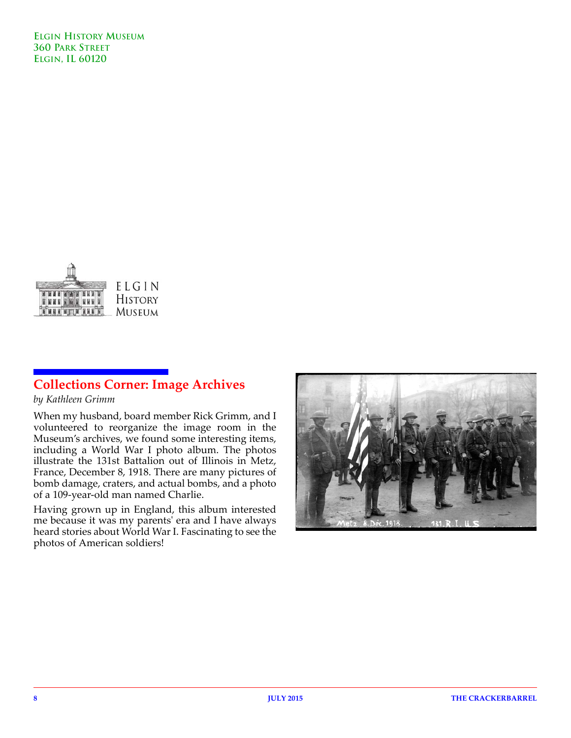Elgin History Museum
360 Park Street
Elgin, IL 60120

ELGIN
HISTORY
MUSEUM

## Collections Corner: Image Archives

*by Kathleen Grimm*

When my husband, board member Rick Grimm, and I volunteered to reorganize the image room in the Museum's archives, we found some interesting items, including a World War I photo album. The photos illustrate the 131st Battalion out of Illinois in Metz, France, December 8, 1918. There are many pictures of bomb damage, craters, and actual bombs, and a photo of a 109-year-old man named Charlie.

Having grown up in England, this album interested me because it was my parents' era and I have always heard stories about World War I. Fascinating to see the photos of American soldiers!

Metz 8. Déc. 1918. 131.R.I. U.S